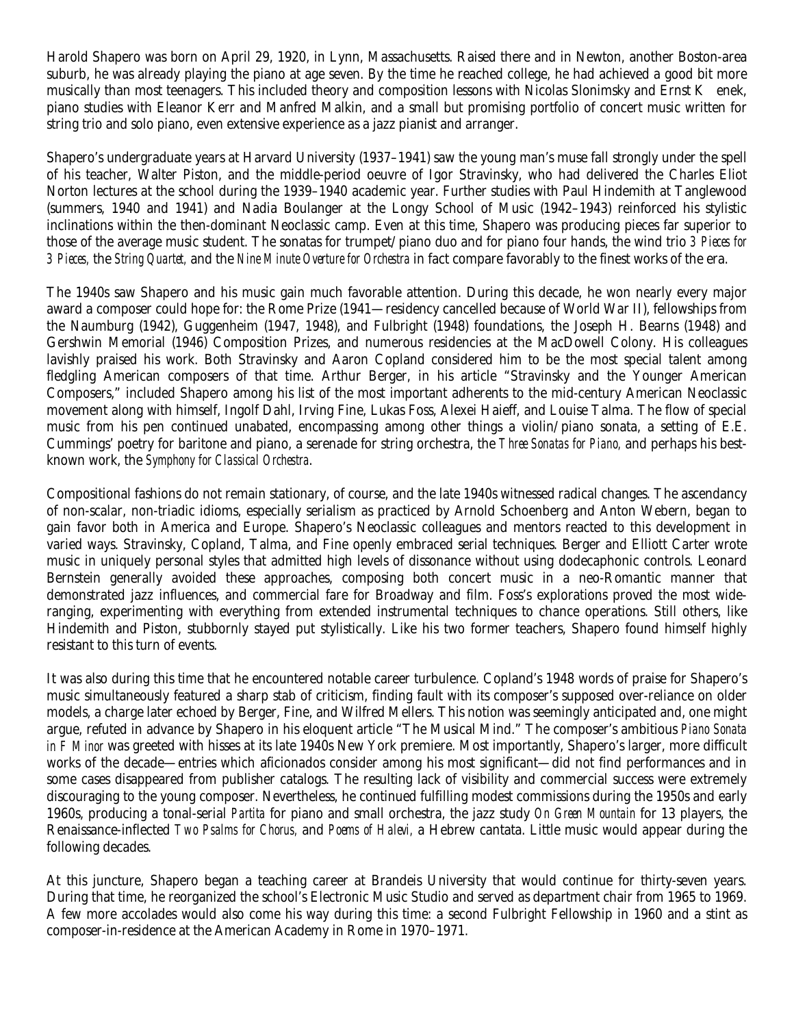Harold Shapero was born on April 29, 1920, in Lynn, Massachusetts. Raised there and in Newton, another Boston-area suburb, he was already playing the piano at age seven. By the time he reached college, he had achieved a good bit more musically than most teenagers. This included theory and composition lessons with Nicolas Slonimsky and Ernst K enek, piano studies with Eleanor Kerr and Manfred Malkin, and a small but promising portfolio of concert music written for string trio and solo piano, even extensive experience as a jazz pianist and arranger.

Shapero's undergraduate years at Harvard University (1937–1941) saw the young man's muse fall strongly under the spell of his teacher, Walter Piston, and the middle-period oeuvre of Igor Stravinsky, who had delivered the Charles Eliot Norton lectures at the school during the 1939–1940 academic year. Further studies with Paul Hindemith at Tanglewood (summers, 1940 and 1941) and Nadia Boulanger at the Longy School of Music (1942–1943) reinforced his stylistic inclinations within the then-dominant Neoclassic camp. Even at this time, Shapero was producing pieces far superior to those of the average music student. The sonatas for trumpet/piano duo and for piano four hands, the wind trio *3 Pieces for 3 Pieces,* the *String Quartet,* and the *Nine Minute Overture for Orchestra* in fact compare favorably to the finest works of the era.

The 1940s saw Shapero and his music gain much favorable attention. During this decade, he won nearly every major award a composer could hope for: the Rome Prize (1941—residency cancelled because of World War II), fellowships from the Naumburg (1942), Guggenheim (1947, 1948), and Fulbright (1948) foundations, the Joseph H. Bearns (1948) and Gershwin Memorial (1946) Composition Prizes, and numerous residencies at the MacDowell Colony. His colleagues lavishly praised his work. Both Stravinsky and Aaron Copland considered him to be the most special talent among fledgling American composers of that time. Arthur Berger, in his article "Stravinsky and the Younger American Composers," included Shapero among his list of the most important adherents to the mid-century American Neoclassic movement along with himself, Ingolf Dahl, Irving Fine, Lukas Foss, Alexei Haieff, and Louise Talma. The flow of special music from his pen continued unabated, encompassing among other things a violin/piano sonata, a setting of E.E. Cummings' poetry for baritone and piano, a serenade for string orchestra, the *Three Sonatas for Piano,* and perhaps his best-known work, the *Symphony for Classical Orchestra*.

Compositional fashions do not remain stationary, of course, and the late 1940s witnessed radical changes. The ascendancy of non-scalar, non-triadic idioms, especially serialism as practiced by Arnold Schoenberg and Anton Webern, began to gain favor both in America and Europe. Shapero's Neoclassic colleagues and mentors reacted to this development in varied ways. Stravinsky, Copland, Talma, and Fine openly embraced serial techniques. Berger and Elliott Carter wrote music in uniquely personal styles that admitted high levels of dissonance without using dodecaphonic controls. Leonard Bernstein generally avoided these approaches, composing both concert music in a neo-Romantic manner that demonstrated jazz influences, and commercial fare for Broadway and film. Foss's explorations proved the most wide-ranging, experimenting with everything from extended instrumental techniques to chance operations. Still others, like Hindemith and Piston, stubbornly stayed put stylistically. Like his two former teachers, Shapero found himself highly resistant to this turn of events.

It was also during this time that he encountered notable career turbulence. Copland's 1948 words of praise for Shapero's music simultaneously featured a sharp stab of criticism, finding fault with its composer's supposed over-reliance on older models, a charge later echoed by Berger, Fine, and Wilfred Mellers. This notion was seemingly anticipated and, one might argue, refuted in advance by Shapero in his eloquent article "The Musical Mind." The composer's ambitious *Piano Sonata in F Minor* was greeted with hisses at its late 1940s New York premiere. Most importantly, Shapero's larger, more difficult works of the decade—entries which aficionados consider among his most significant—did not find performances and in some cases disappeared from publisher catalogs. The resulting lack of visibility and commercial success were extremely discouraging to the young composer. Nevertheless, he continued fulfilling modest commissions during the 1950s and early 1960s, producing a tonal-serial *Partita* for piano and small orchestra, the jazz study *On Green Mountain* for 13 players, the Renaissance-inflected *Two Psalms for Chorus,* and *Poems of Halevi,* a Hebrew cantata. Little music would appear during the following decades.

At this juncture, Shapero began a teaching career at Brandeis University that would continue for thirty-seven years. During that time, he reorganized the school's Electronic Music Studio and served as department chair from 1965 to 1969. A few more accolades would also come his way during this time: a second Fulbright Fellowship in 1960 and a stint as composer-in-residence at the American Academy in Rome in 1970–1971.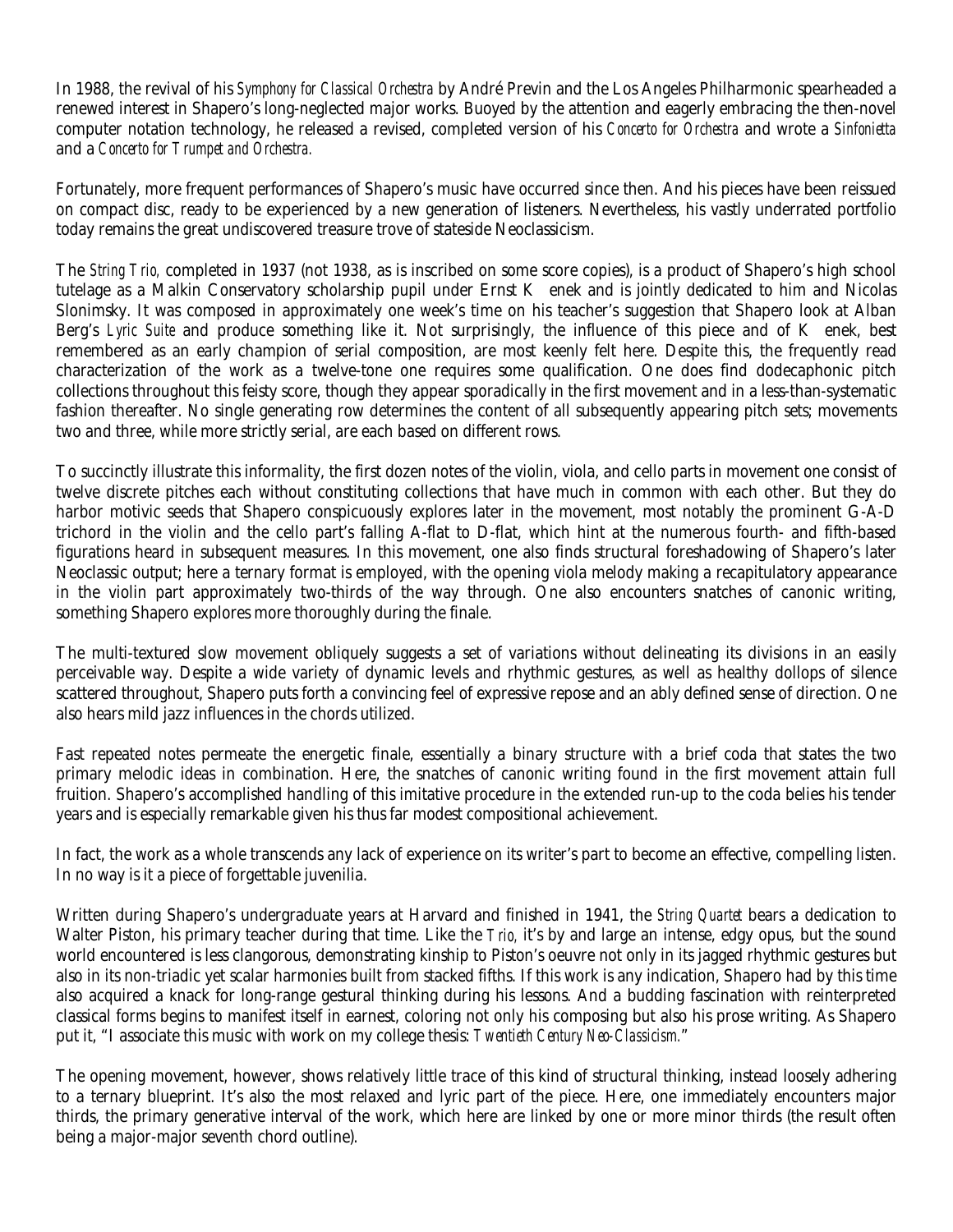In 1988, the revival of his *Symphony for Classical Orchestra* by André Previn and the Los Angeles Philharmonic spearheaded a renewed interest in Shapero's long-neglected major works. Buoyed by the attention and eagerly embracing the then-novel computer notation technology, he released a revised, completed version of his *Concerto for Orchestra* and wrote a *Sinfonietta* and a *Concerto for Trumpet and Orchestra.*

Fortunately, more frequent performances of Shapero's music have occurred since then. And his pieces have been reissued on compact disc, ready to be experienced by a new generation of listeners. Nevertheless, his vastly underrated portfolio today remains the great undiscovered treasure trove of stateside Neoclassicism.

The *String Trio,* completed in 1937 (not 1938, as is inscribed on some score copies), is a product of Shapero's high school tutelage as a Malkin Conservatory scholarship pupil under Ernst K enek and is jointly dedicated to him and Nicolas Slonimsky. It was composed in approximately one week's time on his teacher's suggestion that Shapero look at Alban Berg's *Lyric Suite* and produce something like it. Not surprisingly, the influence of this piece and of K enek, best remembered as an early champion of serial composition, are most keenly felt here. Despite this, the frequently read characterization of the work as a twelve-tone one requires some qualification. One does find dodecaphonic pitch collections throughout this feisty score, though they appear sporadically in the first movement and in a less-than-systematic fashion thereafter. No single generating row determines the content of all subsequently appearing pitch sets; movements two and three, while more strictly serial, are each based on different rows.

To succinctly illustrate this informality, the first dozen notes of the violin, viola, and cello parts in movement one consist of twelve discrete pitches each without constituting collections that have much in common with each other. But they do harbor motivic seeds that Shapero conspicuously explores later in the movement, most notably the prominent G-A-D trichord in the violin and the cello part's falling A-flat to D-flat, which hint at the numerous fourth- and fifth-based figurations heard in subsequent measures. In this movement, one also finds structural foreshadowing of Shapero's later Neoclassic output; here a ternary format is employed, with the opening viola melody making a recapitulatory appearance in the violin part approximately two-thirds of the way through. One also encounters snatches of canonic writing, something Shapero explores more thoroughly during the finale.

The multi-textured slow movement obliquely suggests a set of variations without delineating its divisions in an easily perceivable way. Despite a wide variety of dynamic levels and rhythmic gestures, as well as healthy dollops of silence scattered throughout, Shapero puts forth a convincing feel of expressive repose and an ably defined sense of direction. One also hears mild jazz influences in the chords utilized.

Fast repeated notes permeate the energetic finale, essentially a binary structure with a brief coda that states the two primary melodic ideas in combination. Here, the snatches of canonic writing found in the first movement attain full fruition. Shapero's accomplished handling of this imitative procedure in the extended run-up to the coda belies his tender years and is especially remarkable given his thus far modest compositional achievement.

In fact, the work as a whole transcends any lack of experience on its writer's part to become an effective, compelling listen. In no way is it a piece of forgettable juvenilia.

Written during Shapero's undergraduate years at Harvard and finished in 1941, the *String Quartet* bears a dedication to Walter Piston, his primary teacher during that time. Like the *Trio,* it's by and large an intense, edgy opus, but the sound world encountered is less clangorous, demonstrating kinship to Piston's oeuvre not only in its jagged rhythmic gestures but also in its non-triadic yet scalar harmonies built from stacked fifths. If this work is any indication, Shapero had by this time also acquired a knack for long-range gestural thinking during his lessons. And a budding fascination with reinterpreted classical forms begins to manifest itself in earnest, coloring not only his composing but also his prose writing. As Shapero put it, "I associate this music with work on my college thesis: *Twentieth Century Neo-Classicism.*"

The opening movement, however, shows relatively little trace of this kind of structural thinking, instead loosely adhering to a ternary blueprint. It's also the most relaxed and lyric part of the piece. Here, one immediately encounters major thirds, the primary generative interval of the work, which here are linked by one or more minor thirds (the result often being a major-major seventh chord outline).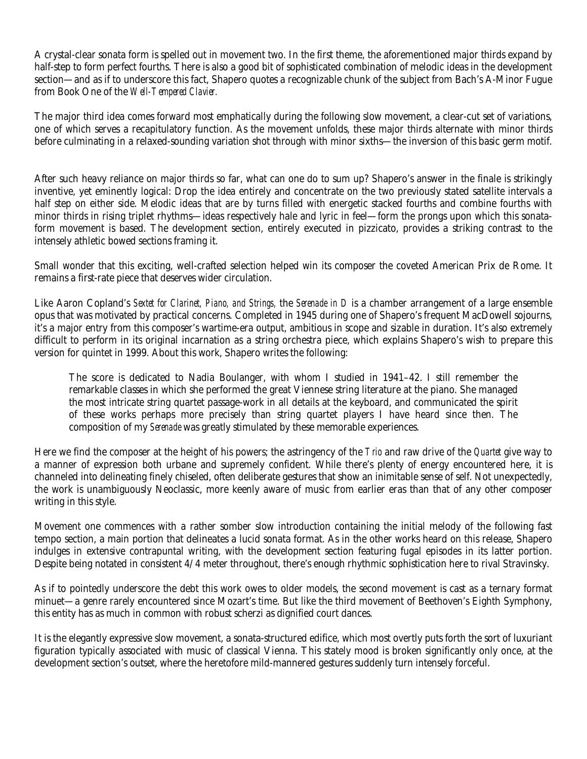A crystal-clear sonata form is spelled out in movement two. In the first theme, the aforementioned major thirds expand by half-step to form perfect fourths. There is also a good bit of sophisticated combination of melodic ideas in the development section—and as if to underscore this fact, Shapero quotes a recognizable chunk of the subject from Bach's A-Minor Fugue from Book One of the *Well-Tempered Clavier.*

The major third idea comes forward most emphatically during the following slow movement, a clear-cut set of variations, one of which serves a recapitulatory function. As the movement unfolds, these major thirds alternate with minor thirds before culminating in a relaxed-sounding variation shot through with minor sixths—the inversion of this basic germ motif.

After such heavy reliance on major thirds so far, what can one do to sum up? Shapero's answer in the finale is strikingly inventive, yet eminently logical: Drop the idea entirely and concentrate on the two previously stated satellite intervals a half step on either side. Melodic ideas that are by turns filled with energetic stacked fourths and combine fourths with minor thirds in rising triplet rhythms—ideas respectively hale and lyric in feel—form the prongs upon which this sonata-form movement is based. The development section, entirely executed in pizzicato, provides a striking contrast to the intensely athletic bowed sections framing it.

Small wonder that this exciting, well-crafted selection helped win its composer the coveted American Prix de Rome. It remains a first-rate piece that deserves wider circulation.

Like Aaron Copland's *Sextet for Clarinet, Piano, and Strings,* the *Serenade in D* is a chamber arrangement of a large ensemble opus that was motivated by practical concerns. Completed in 1945 during one of Shapero's frequent MacDowell sojourns, it's a major entry from this composer's wartime-era output, ambitious in scope and sizable in duration. It's also extremely difficult to perform in its original incarnation as a string orchestra piece, which explains Shapero's wish to prepare this version for quintet in 1999. About this work, Shapero writes the following:

> The score is dedicated to Nadia Boulanger, with whom I studied in 1941–42. I still remember the remarkable classes in which she performed the great Viennese string literature at the piano. She managed the most intricate string quartet passage-work in all details at the keyboard, and communicated the spirit of these works perhaps more precisely than string quartet players I have heard since then. The composition of my *Serenade* was greatly stimulated by these memorable experiences.

Here we find the composer at the height of his powers; the astringency of the *Trio* and raw drive of the *Quartet* give way to a manner of expression both urbane and supremely confident. While there's plenty of energy encountered here, it is channeled into delineating finely chiseled, often deliberate gestures that show an inimitable sense of self. Not unexpectedly, the work is unambiguously Neoclassic, more keenly aware of music from earlier eras than that of any other composer writing in this style.

Movement one commences with a rather somber slow introduction containing the initial melody of the following fast tempo section, a main portion that delineates a lucid sonata format. As in the other works heard on this release, Shapero indulges in extensive contrapuntal writing, with the development section featuring fugal episodes in its latter portion. Despite being notated in consistent 4/4 meter throughout, there's enough rhythmic sophistication here to rival Stravinsky.

As if to pointedly underscore the debt this work owes to older models, the second movement is cast as a ternary format minuet—a genre rarely encountered since Mozart's time. But like the third movement of Beethoven's Eighth Symphony, this entity has as much in common with robust scherzi as dignified court dances.

It is the elegantly expressive slow movement, a sonata-structured edifice, which most overtly puts forth the sort of luxuriant figuration typically associated with music of classical Vienna. This stately mood is broken significantly only once, at the development section's outset, where the heretofore mild-mannered gestures suddenly turn intensely forceful.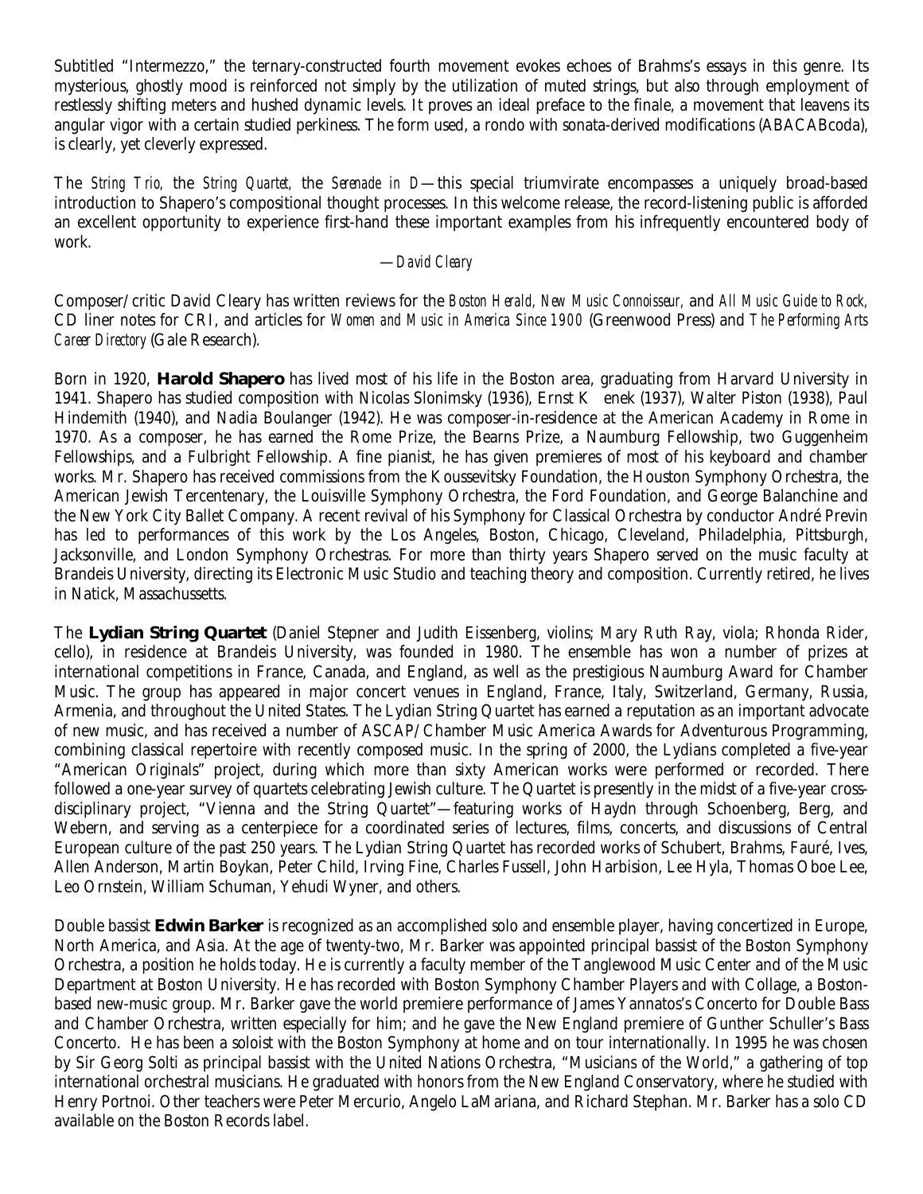Subtitled "Intermezzo," the ternary-constructed fourth movement evokes echoes of Brahms's essays in this genre. Its mysterious, ghostly mood is reinforced not simply by the utilization of muted strings, but also through employment of restlessly shifting meters and hushed dynamic levels. It proves an ideal preface to the finale, a movement that leavens its angular vigor with a certain studied perkiness. The form used, a rondo with sonata-derived modifications (ABACABcoda), is clearly, yet cleverly expressed.

The *String Trio*, the *String Quartet*, the *Serenade in D*—this special triumvirate encompasses a uniquely broad-based introduction to Shapero's compositional thought processes. In this welcome release, the record-listening public is afforded an excellent opportunity to experience first-hand these important examples from his infrequently encountered body of work.

*—David Cleary*

Composer/critic David Cleary has written reviews for the *Boston Herald, New Music Connoisseur,* and *All Music Guide to Rock,* CD liner notes for CRI, and articles for *Women and Music in America Since 1900* (Greenwood Press) and *The Performing Arts Career Directory* (Gale Research).

Born in 1920, **Harold Shapero** has lived most of his life in the Boston area, graduating from Harvard University in 1941. Shapero has studied composition with Nicolas Slonimsky (1936), Ernst K enek (1937), Walter Piston (1938), Paul Hindemith (1940), and Nadia Boulanger (1942). He was composer-in-residence at the American Academy in Rome in 1970. As a composer, he has earned the Rome Prize, the Bearns Prize, a Naumburg Fellowship, two Guggenheim Fellowships, and a Fulbright Fellowship. A fine pianist, he has given premieres of most of his keyboard and chamber works. Mr. Shapero has received commissions from the Koussevitsky Foundation, the Houston Symphony Orchestra, the American Jewish Tercentenary, the Louisville Symphony Orchestra, the Ford Foundation, and George Balanchine and the New York City Ballet Company. A recent revival of his Symphony for Classical Orchestra by conductor André Previn has led to performances of this work by the Los Angeles, Boston, Chicago, Cleveland, Philadelphia, Pittsburgh, Jacksonville, and London Symphony Orchestras. For more than thirty years Shapero served on the music faculty at Brandeis University, directing its Electronic Music Studio and teaching theory and composition. Currently retired, he lives in Natick, Massachussetts.

The **Lydian String Quartet** (Daniel Stepner and Judith Eissenberg, violins; Mary Ruth Ray, viola; Rhonda Rider, cello), in residence at Brandeis University, was founded in 1980. The ensemble has won a number of prizes at international competitions in France, Canada, and England, as well as the prestigious Naumburg Award for Chamber Music. The group has appeared in major concert venues in England, France, Italy, Switzerland, Germany, Russia, Armenia, and throughout the United States. The Lydian String Quartet has earned a reputation as an important advocate of new music, and has received a number of ASCAP/Chamber Music America Awards for Adventurous Programming, combining classical repertoire with recently composed music. In the spring of 2000, the Lydians completed a five-year "American Originals" project, during which more than sixty American works were performed or recorded. There followed a one-year survey of quartets celebrating Jewish culture. The Quartet is presently in the midst of a five-year cross-disciplinary project, "Vienna and the String Quartet"—featuring works of Haydn through Schoenberg, Berg, and Webern, and serving as a centerpiece for a coordinated series of lectures, films, concerts, and discussions of Central European culture of the past 250 years. The Lydian String Quartet has recorded works of Schubert, Brahms, Fauré, Ives, Allen Anderson, Martin Boykan, Peter Child, Irving Fine, Charles Fussell, John Harbision, Lee Hyla, Thomas Oboe Lee, Leo Ornstein, William Schuman, Yehudi Wyner, and others.

Double bassist **Edwin Barker** is recognized as an accomplished solo and ensemble player, having concertized in Europe, North America, and Asia. At the age of twenty-two, Mr. Barker was appointed principal bassist of the Boston Symphony Orchestra, a position he holds today. He is currently a faculty member of the Tanglewood Music Center and of the Music Department at Boston University. He has recorded with Boston Symphony Chamber Players and with Collage, a Boston-based new-music group. Mr. Barker gave the world premiere performance of James Yannatos's Concerto for Double Bass and Chamber Orchestra, written especially for him; and he gave the New England premiere of Gunther Schuller's Bass Concerto. He has been a soloist with the Boston Symphony at home and on tour internationally. In 1995 he was chosen by Sir Georg Solti as principal bassist with the United Nations Orchestra, "Musicians of the World," a gathering of top international orchestral musicians. He graduated with honors from the New England Conservatory, where he studied with Henry Portnoi. Other teachers were Peter Mercurio, Angelo LaMariana, and Richard Stephan. Mr. Barker has a solo CD available on the Boston Records label.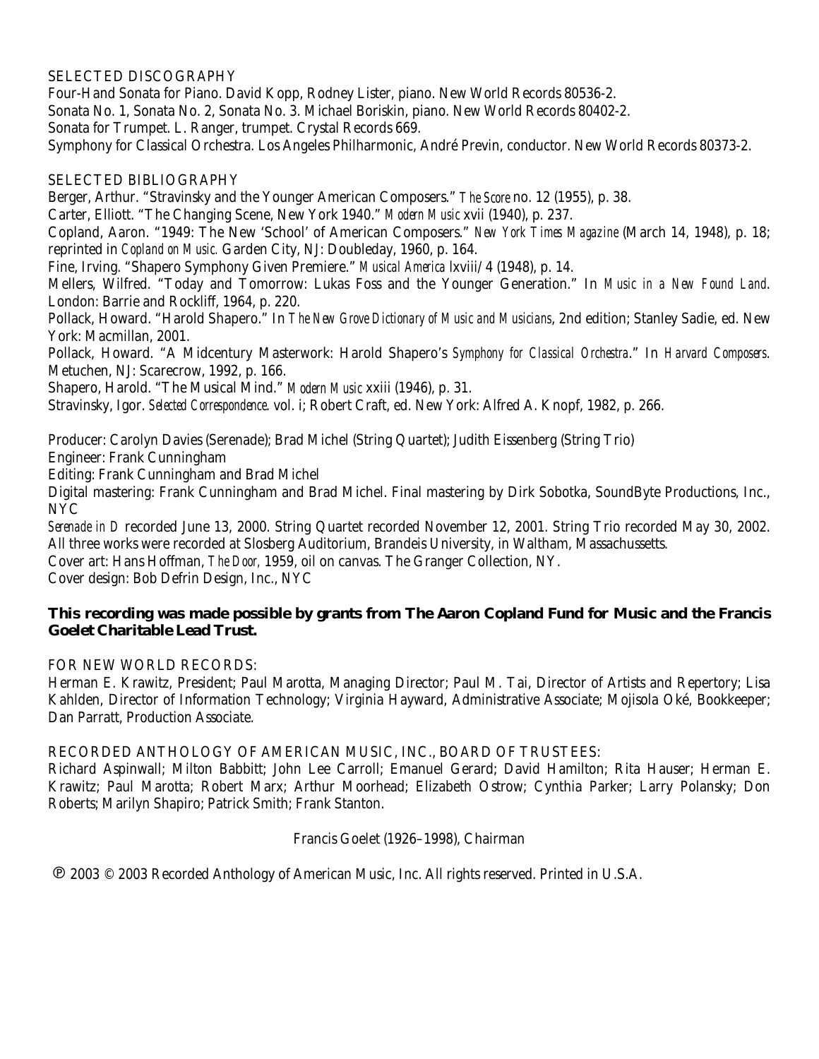## SELECTED DISCOGRAPHY

Four-Hand Sonata for Piano. David Kopp, Rodney Lister, piano. New World Records 80536-2.
Sonata No. 1, Sonata No. 2, Sonata No. 3. Michael Boriskin, piano. New World Records 80402-2.
Sonata for Trumpet. L. Ranger, trumpet. Crystal Records 669.
Symphony for Classical Orchestra. Los Angeles Philharmonic, André Previn, conductor. New World Records 80373-2.

## SELECTED BIBLIOGRAPHY

Berger, Arthur. "Stravinsky and the Younger American Composers." *The Score* no. 12 (1955), p. 38.
Carter, Elliott. "The Changing Scene, New York 1940." *Modern Music* xvii (1940), p. 237.
Copland, Aaron. "1949: The New 'School' of American Composers." *New York Times Magazine* (March 14, 1948), p. 18; reprinted in *Copland on Music.* Garden City, NJ: Doubleday, 1960, p. 164.
Fine, Irving. "Shapero Symphony Given Premiere." *Musical America* lxviii/4 (1948), p. 14.
Mellers, Wilfred. "Today and Tomorrow: Lukas Foss and the Younger Generation." In *Music in a New Found Land.* London: Barrie and Rockliff, 1964, p. 220.
Pollack, Howard. "Harold Shapero." In *The New Grove Dictionary of Music and Musicians*, 2nd edition; Stanley Sadie, ed. New York: Macmillan, 2001.
Pollack, Howard. "A Midcentury Masterwork: Harold Shapero's *Symphony for Classical Orchestra*." In *Harvard Composers*. Metuchen, NJ: Scarecrow, 1992, p. 166.
Shapero, Harold. "The Musical Mind." *Modern Music* xxiii (1946), p. 31.
Stravinsky, Igor. *Selected Correspondence.* vol. i; Robert Craft, ed. New York: Alfred A. Knopf, 1982, p. 266.

Producer: Carolyn Davies (Serenade); Brad Michel (String Quartet); Judith Eissenberg (String Trio)
Engineer: Frank Cunningham
Editing: Frank Cunningham and Brad Michel
Digital mastering: Frank Cunningham and Brad Michel. Final mastering by Dirk Sobotka, SoundByte Productions, Inc., NYC
*Serenade in D* recorded June 13, 2000. String Quartet recorded November 12, 2001. String Trio recorded May 30, 2002. All three works were recorded at Slosberg Auditorium, Brandeis University, in Waltham, Massachussetts.
Cover art: Hans Hoffman, *The Door,* 1959, oil on canvas. The Granger Collection, NY.
Cover design: Bob Defrin Design, Inc., NYC

**This recording was made possible by grants from The Aaron Copland Fund for Music and the Francis Goelet Charitable Lead Trust.**

FOR NEW WORLD RECORDS:
Herman E. Krawitz, President; Paul Marotta, Managing Director; Paul M. Tai, Director of Artists and Repertory; Lisa Kahlden, Director of Information Technology; Virginia Hayward, Administrative Associate; Mojisola Oké, Bookkeeper; Dan Parratt, Production Associate.

RECORDED ANTHOLOGY OF AMERICAN MUSIC, INC., BOARD OF TRUSTEES:
Richard Aspinwall; Milton Babbitt; John Lee Carroll; Emanuel Gerard; David Hamilton; Rita Hauser; Herman E. Krawitz; Paul Marotta; Robert Marx; Arthur Moorhead; Elizabeth Ostrow; Cynthia Parker; Larry Polansky; Don Roberts; Marilyn Shapiro; Patrick Smith; Frank Stanton.

Francis Goelet (1926–1998), Chairman

℗ 2003 © 2003 Recorded Anthology of American Music, Inc. All rights reserved. Printed in U.S.A.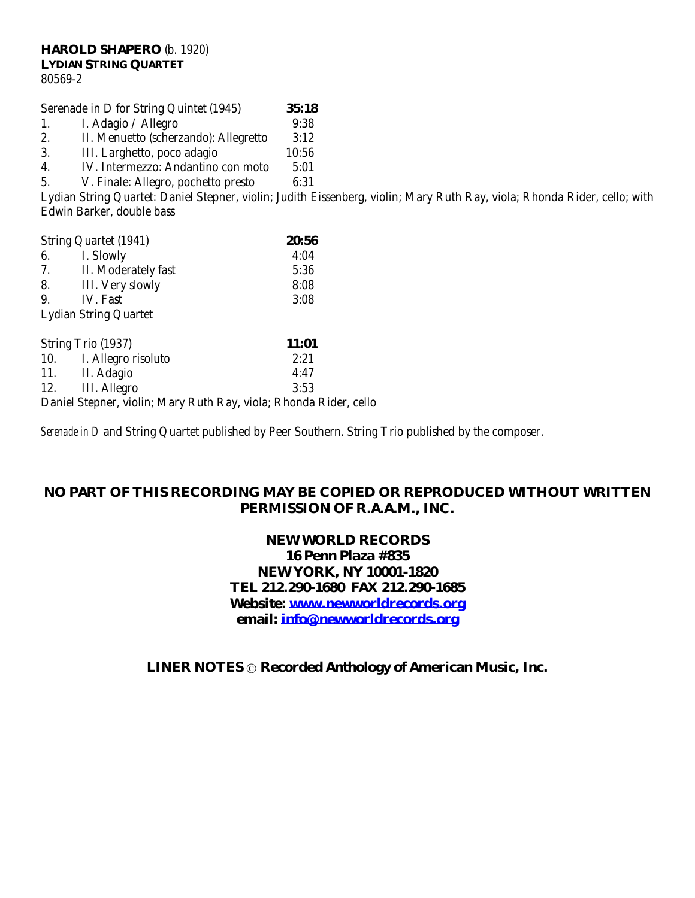**HAROLD SHAPERO** (b. 1920)
**LYDIAN STRING QUARTET**
80569-2

| | | |
|---|---|---|
| | Serenade in D for String Quintet (1945) | **35:18** |
| 1. | I. Adagio / Allegro | 9:38 |
| 2. | II. Menuetto (scherzando): Allegretto | 3:12 |
| 3. | III. Larghetto, poco adagio | 10:56 |
| 4. | IV. Intermezzo: Andantino con moto | 5:01 |
| 5. | V. Finale: Allegro, pochetto presto | 6:31 |

Lydian String Quartet: Daniel Stepner, violin; Judith Eissenberg, violin; Mary Ruth Ray, viola; Rhonda Rider, cello; with Edwin Barker, double bass

| | | |
|---|---|---|
| | String Quartet (1941) | **20:56** |
| 6. | I. Slowly | 4:04 |
| 7. | II. Moderately fast | 5:36 |
| 8. | III. Very slowly | 8:08 |
| 9. | IV. Fast | 3:08 |

Lydian String Quartet

| | | |
|---|---|---|
| | String Trio (1937) | **11:01** |
| 10. | I. Allegro risoluto | 2:21 |
| 11. | II. Adagio | 4:47 |
| 12. | III. Allegro | 3:53 |

Daniel Stepner, violin; Mary Ruth Ray, viola; Rhonda Rider, cello

*Serenade in D* and String Quartet published by Peer Southern. String Trio published by the composer.

**NO PART OF THIS RECORDING MAY BE COPIED OR REPRODUCED WITHOUT WRITTEN PERMISSION OF R.A.A.M., INC.**

**NEW WORLD RECORDS**
**16 Penn Plaza #835**
**NEW YORK, NY 10001-1820**
**TEL 212.290-1680 FAX 212.290-1685**
**Website: www.newworldrecords.org**
**email: info@newworldrecords.org**

**LINER NOTES © Recorded Anthology of American Music, Inc.**